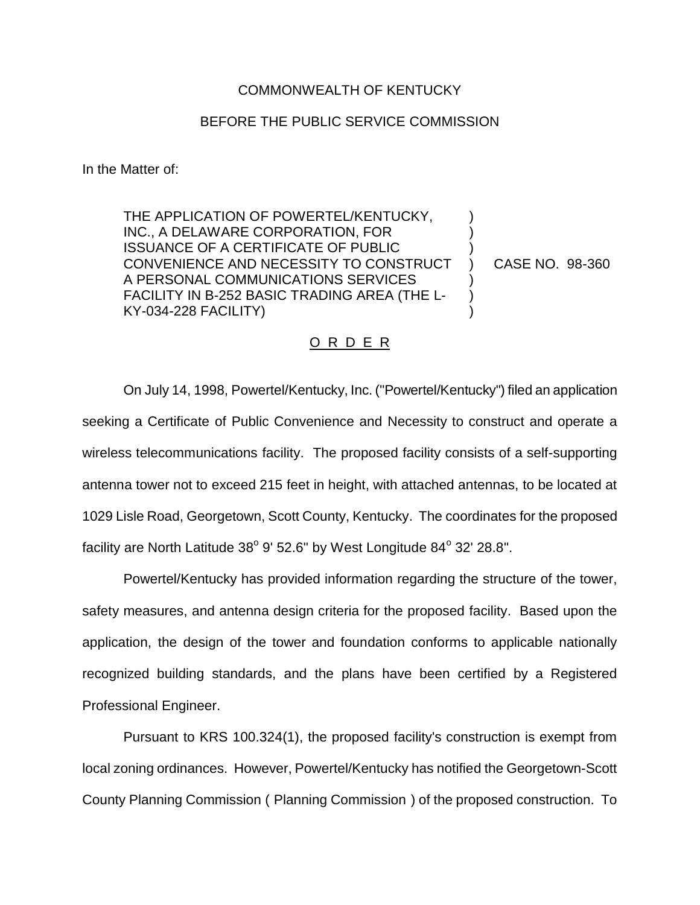COMMONWEALTH OF KENTUCKY

BEFORE THE PUBLIC SERVICE COMMISSION

In the Matter of:

| | | |
|---|---|---|
| THE APPLICATION OF POWERTEL/KENTUCKY, INC., A DELAWARE CORPORATION, FOR ISSUANCE OF A CERTIFICATE OF PUBLIC CONVENIENCE AND NECESSITY TO CONSTRUCT A PERSONAL COMMUNICATIONS SERVICES FACILITY IN B-252 BASIC TRADING AREA (THE L-KY-034-228 FACILITY) | ) | CASE NO. 98-360 |

<u>O R D E R</u>

On July 14, 1998, Powertel/Kentucky, Inc. ("Powertel/Kentucky") filed an application seeking a Certificate of Public Convenience and Necessity to construct and operate a wireless telecommunications facility. The proposed facility consists of a self-supporting antenna tower not to exceed 215 feet in height, with attached antennas, to be located at 1029 Lisle Road, Georgetown, Scott County, Kentucky. The coordinates for the proposed facility are North Latitude 38° 9' 52.6" by West Longitude 84° 32' 28.8".

Powertel/Kentucky has provided information regarding the structure of the tower, safety measures, and antenna design criteria for the proposed facility. Based upon the application, the design of the tower and foundation conforms to applicable nationally recognized building standards, and the plans have been certified by a Registered Professional Engineer.

Pursuant to KRS 100.324(1), the proposed facility's construction is exempt from local zoning ordinances. However, Powertel/Kentucky has notified the Georgetown-Scott County Planning Commission ( Planning Commission ) of the proposed construction. To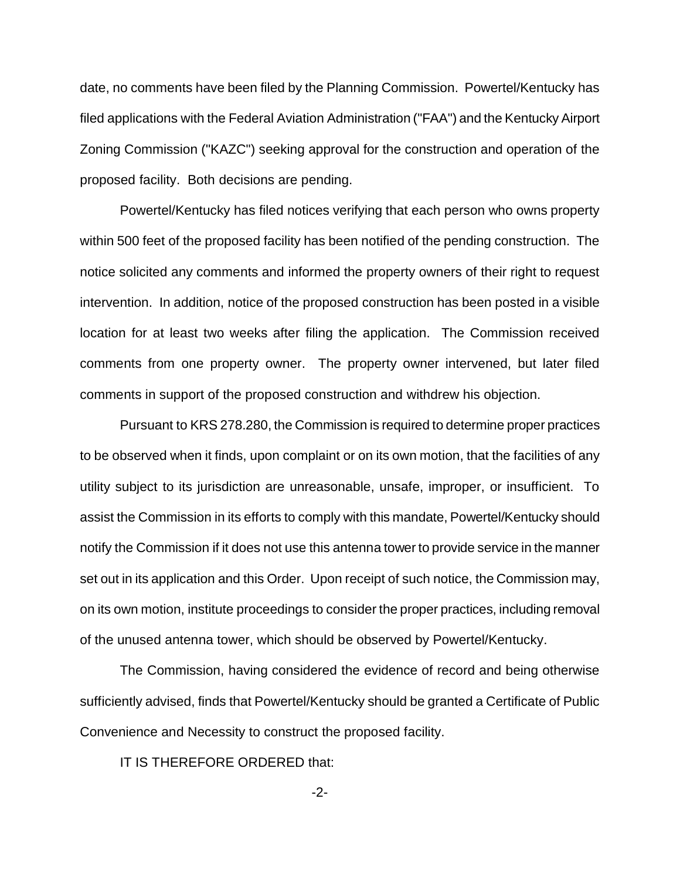date, no comments have been filed by the Planning Commission. Powertel/Kentucky has filed applications with the Federal Aviation Administration ("FAA") and the Kentucky Airport Zoning Commission ("KAZC") seeking approval for the construction and operation of the proposed facility. Both decisions are pending.

Powertel/Kentucky has filed notices verifying that each person who owns property within 500 feet of the proposed facility has been notified of the pending construction. The notice solicited any comments and informed the property owners of their right to request intervention. In addition, notice of the proposed construction has been posted in a visible location for at least two weeks after filing the application. The Commission received comments from one property owner. The property owner intervened, but later filed comments in support of the proposed construction and withdrew his objection.

Pursuant to KRS 278.280, the Commission is required to determine proper practices to be observed when it finds, upon complaint or on its own motion, that the facilities of any utility subject to its jurisdiction are unreasonable, unsafe, improper, or insufficient. To assist the Commission in its efforts to comply with this mandate, Powertel/Kentucky should notify the Commission if it does not use this antenna tower to provide service in the manner set out in its application and this Order. Upon receipt of such notice, the Commission may, on its own motion, institute proceedings to consider the proper practices, including removal of the unused antenna tower, which should be observed by Powertel/Kentucky.

The Commission, having considered the evidence of record and being otherwise sufficiently advised, finds that Powertel/Kentucky should be granted a Certificate of Public Convenience and Necessity to construct the proposed facility.

IT IS THEREFORE ORDERED that: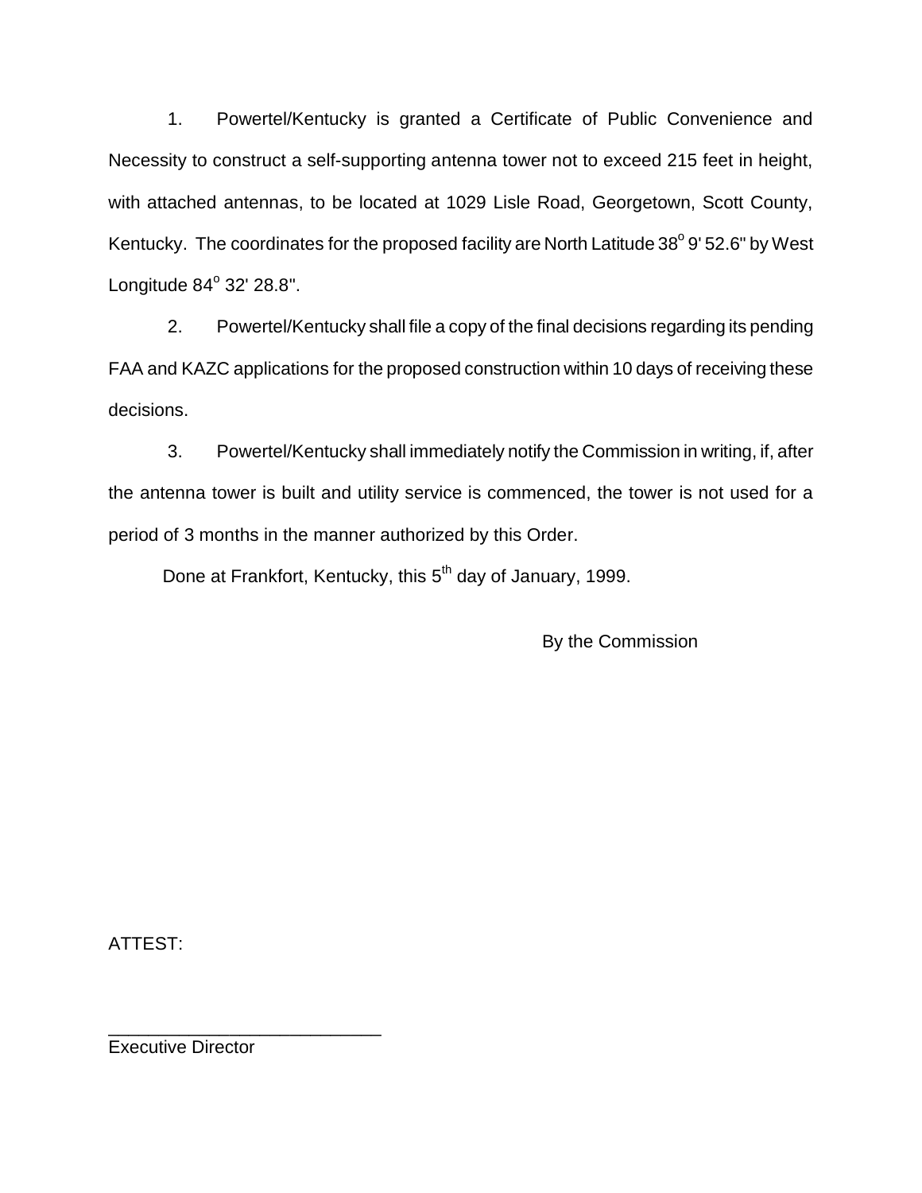1. Powertel/Kentucky is granted a Certificate of Public Convenience and Necessity to construct a self-supporting antenna tower not to exceed 215 feet in height, with attached antennas, to be located at 1029 Lisle Road, Georgetown, Scott County, Kentucky. The coordinates for the proposed facility are North Latitude $38^{o}$ 9' 52.6" by West Longitude $84^{o}$ 32' 28.8".

2. Powertel/Kentucky shall file a copy of the final decisions regarding its pending FAA and KAZC applications for the proposed construction within 10 days of receiving these decisions.

3. Powertel/Kentucky shall immediately notify the Commission in writing, if, after the antenna tower is built and utility service is commenced, the tower is not used for a period of 3 months in the manner authorized by this Order.

Done at Frankfort, Kentucky, this 5th day of January, 1999.

By the Commission

ATTEST:

___________________________

Executive Director